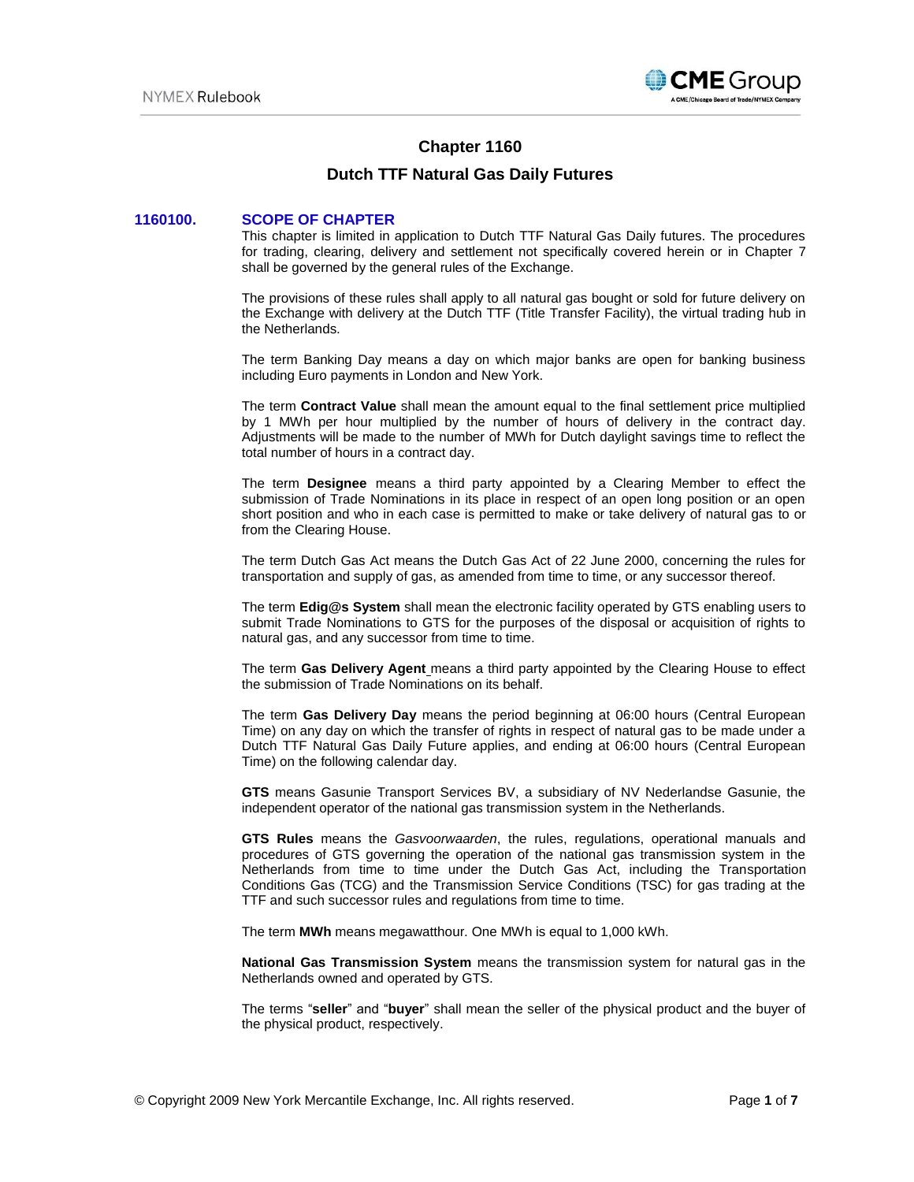# Chapter 1160

## Dutch TTF Natural Gas Daily Futures

### 1160100. SCOPE OF CHAPTER

This chapter is limited in application to Dutch TTF Natural Gas Daily futures. The procedures for trading, clearing, delivery and settlement not specifically covered herein or in Chapter 7 shall be governed by the general rules of the Exchange.

The provisions of these rules shall apply to all natural gas bought or sold for future delivery on the Exchange with delivery at the Dutch TTF (Title Transfer Facility), the virtual trading hub in the Netherlands.

The term Banking Day means a day on which major banks are open for banking business including Euro payments in London and New York.

The term **Contract Value** shall mean the amount equal to the final settlement price multiplied by 1 MWh per hour multiplied by the number of hours of delivery in the contract day. Adjustments will be made to the number of MWh for Dutch daylight savings time to reflect the total number of hours in a contract day.

The term **Designee** means a third party appointed by a Clearing Member to effect the submission of Trade Nominations in its place in respect of an open long position or an open short position and who in each case is permitted to make or take delivery of natural gas to or from the Clearing House.

The term Dutch Gas Act means the Dutch Gas Act of 22 June 2000, concerning the rules for transportation and supply of gas, as amended from time to time, or any successor thereof.

The term **Edig@s System** shall mean the electronic facility operated by GTS enabling users to submit Trade Nominations to GTS for the purposes of the disposal or acquisition of rights to natural gas, and any successor from time to time.

The term **Gas Delivery Agent** means a third party appointed by the Clearing House to effect the submission of Trade Nominations on its behalf.

The term **Gas Delivery Day** means the period beginning at 06:00 hours (Central European Time) on any day on which the transfer of rights in respect of natural gas to be made under a Dutch TTF Natural Gas Daily Future applies, and ending at 06:00 hours (Central European Time) on the following calendar day.

**GTS** means Gasunie Transport Services BV, a subsidiary of NV Nederlandse Gasunie, the independent operator of the national gas transmission system in the Netherlands.

**GTS Rules** means the *Gasvoorwaarden*, the rules, regulations, operational manuals and procedures of GTS governing the operation of the national gas transmission system in the Netherlands from time to time under the Dutch Gas Act, including the Transportation Conditions Gas (TCG) and the Transmission Service Conditions (TSC) for gas trading at the TTF and such successor rules and regulations from time to time.

The term **MWh** means megawatthour. One MWh is equal to 1,000 kWh.

**National Gas Transmission System** means the transmission system for natural gas in the Netherlands owned and operated by GTS.

The terms "**seller**" and "**buyer**" shall mean the seller of the physical product and the buyer of the physical product, respectively.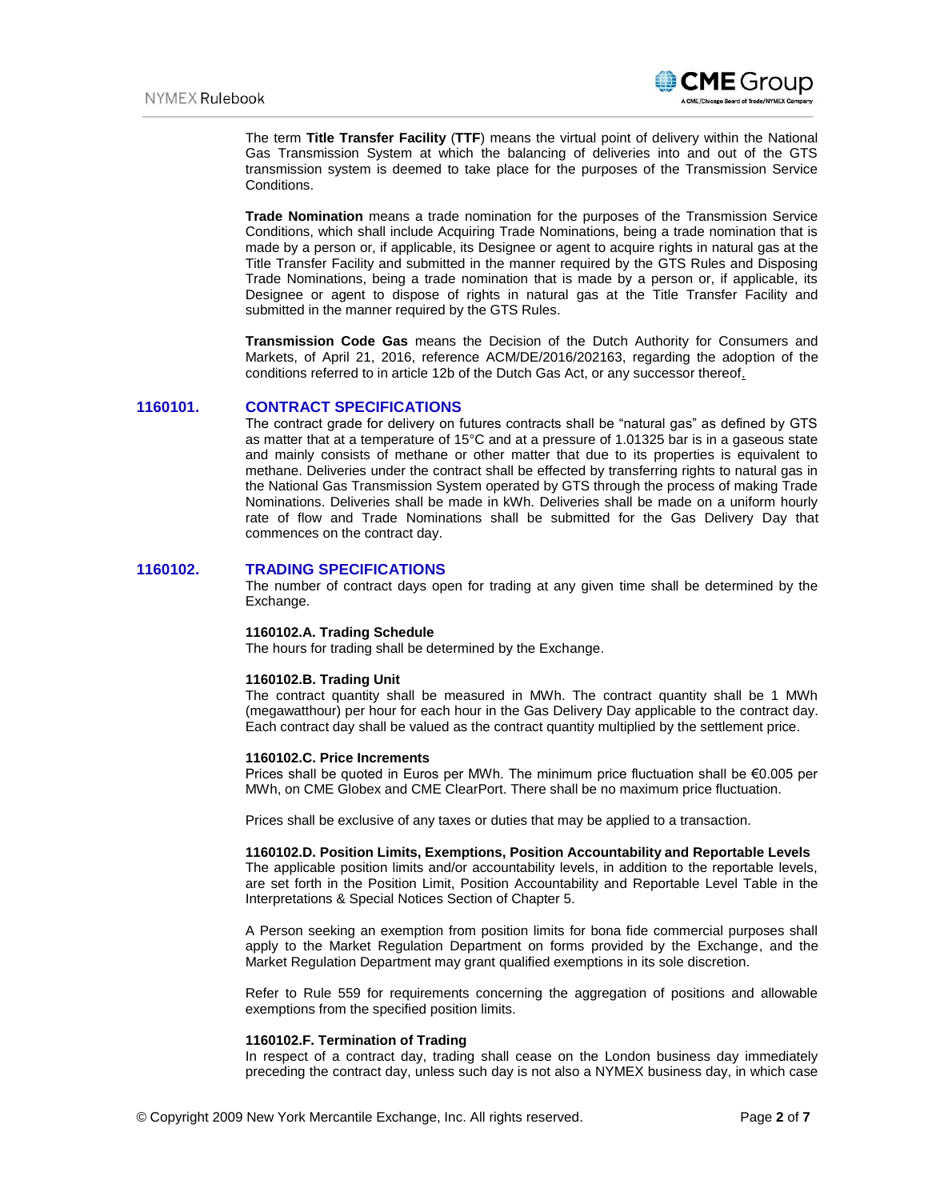The term **Title Transfer Facility** (**TTF**) means the virtual point of delivery within the National Gas Transmission System at which the balancing of deliveries into and out of the GTS transmission system is deemed to take place for the purposes of the Transmission Service Conditions.

**Trade Nomination** means a trade nomination for the purposes of the Transmission Service Conditions, which shall include Acquiring Trade Nominations, being a trade nomination that is made by a person or, if applicable, its Designee or agent to acquire rights in natural gas at the Title Transfer Facility and submitted in the manner required by the GTS Rules and Disposing Trade Nominations, being a trade nomination that is made by a person or, if applicable, its Designee or agent to dispose of rights in natural gas at the Title Transfer Facility and submitted in the manner required by the GTS Rules.

**Transmission Code Gas** means the Decision of the Dutch Authority for Consumers and Markets, of April 21, 2016, reference ACM/DE/2016/202163, regarding the adoption of the conditions referred to in article 12b of the Dutch Gas Act, or any successor thereof.

## 1160101. CONTRACT SPECIFICATIONS

The contract grade for delivery on futures contracts shall be "natural gas" as defined by GTS as matter that at a temperature of 15°C and at a pressure of 1.01325 bar is in a gaseous state and mainly consists of methane or other matter that due to its properties is equivalent to methane. Deliveries under the contract shall be effected by transferring rights to natural gas in the National Gas Transmission System operated by GTS through the process of making Trade Nominations. Deliveries shall be made in kWh. Deliveries shall be made on a uniform hourly rate of flow and Trade Nominations shall be submitted for the Gas Delivery Day that commences on the contract day.

## 1160102. TRADING SPECIFICATIONS

The number of contract days open for trading at any given time shall be determined by the Exchange.

### 1160102.A. Trading Schedule

The hours for trading shall be determined by the Exchange.

### 1160102.B. Trading Unit

The contract quantity shall be measured in MWh. The contract quantity shall be 1 MWh (megawatthour) per hour for each hour in the Gas Delivery Day applicable to the contract day. Each contract day shall be valued as the contract quantity multiplied by the settlement price.

### 1160102.C. Price Increments

Prices shall be quoted in Euros per MWh. The minimum price fluctuation shall be €0.005 per MWh, on CME Globex and CME ClearPort. There shall be no maximum price fluctuation.

Prices shall be exclusive of any taxes or duties that may be applied to a transaction.

### 1160102.D. Position Limits, Exemptions, Position Accountability and Reportable Levels

The applicable position limits and/or accountability levels, in addition to the reportable levels, are set forth in the Position Limit, Position Accountability and Reportable Level Table in the Interpretations & Special Notices Section of Chapter 5.

A Person seeking an exemption from position limits for bona fide commercial purposes shall apply to the Market Regulation Department on forms provided by the Exchange, and the Market Regulation Department may grant qualified exemptions in its sole discretion.

Refer to Rule 559 for requirements concerning the aggregation of positions and allowable exemptions from the specified position limits.

### 1160102.F. Termination of Trading

In respect of a contract day, trading shall cease on the London business day immediately preceding the contract day, unless such day is not also a NYMEX business day, in which case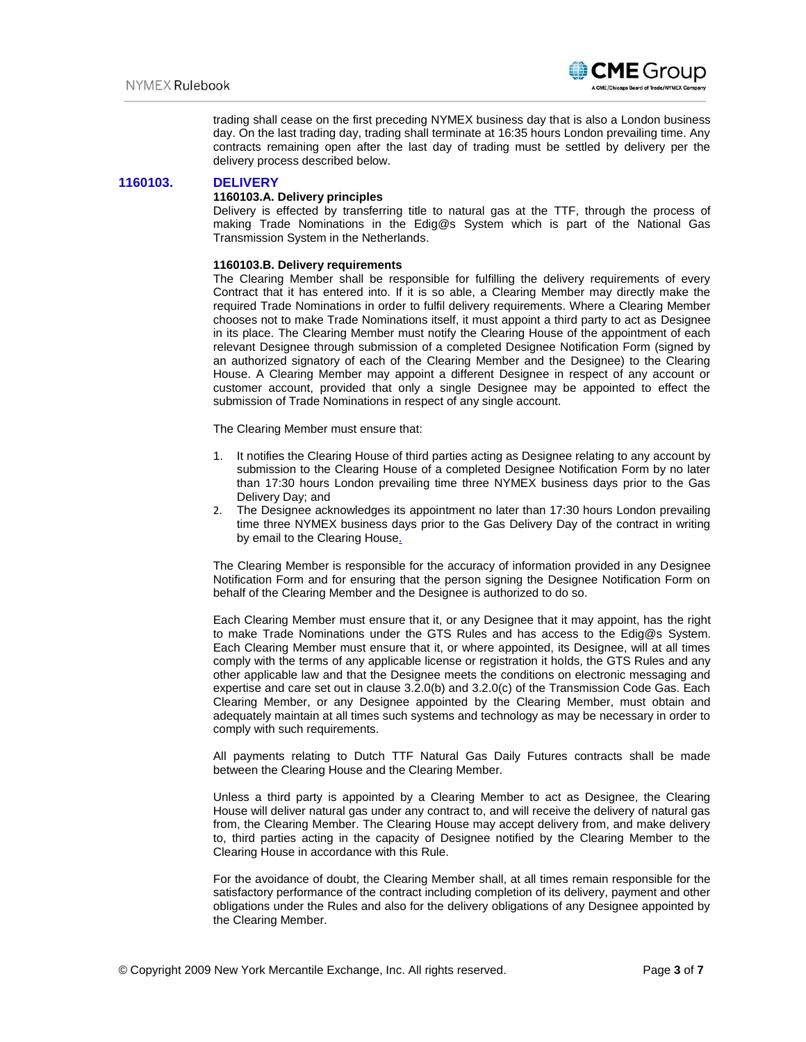trading shall cease on the first preceding NYMEX business day that is also a London business day. On the last trading day, trading shall terminate at 16:35 hours London prevailing time. Any contracts remaining open after the last day of trading must be settled by delivery per the delivery process described below.

## 1160103. DELIVERY

**1160103.A. Delivery principles**

Delivery is effected by transferring title to natural gas at the TTF, through the process of making Trade Nominations in the Edig@s System which is part of the National Gas Transmission System in the Netherlands.

**1160103.B. Delivery requirements**

The Clearing Member shall be responsible for fulfilling the delivery requirements of every Contract that it has entered into. If it is so able, a Clearing Member may directly make the required Trade Nominations in order to fulfil delivery requirements. Where a Clearing Member chooses not to make Trade Nominations itself, it must appoint a third party to act as Designee in its place. The Clearing Member must notify the Clearing House of the appointment of each relevant Designee through submission of a completed Designee Notification Form (signed by an authorized signatory of each of the Clearing Member and the Designee) to the Clearing House. A Clearing Member may appoint a different Designee in respect of any account or customer account, provided that only a single Designee may be appointed to effect the submission of Trade Nominations in respect of any single account.

The Clearing Member must ensure that:

1. It notifies the Clearing House of third parties acting as Designee relating to any account by submission to the Clearing House of a completed Designee Notification Form by no later than 17:30 hours London prevailing time three NYMEX business days prior to the Gas Delivery Day; and
2. The Designee acknowledges its appointment no later than 17:30 hours London prevailing time three NYMEX business days prior to the Gas Delivery Day of the contract in writing by email to the Clearing House.

The Clearing Member is responsible for the accuracy of information provided in any Designee Notification Form and for ensuring that the person signing the Designee Notification Form on behalf of the Clearing Member and the Designee is authorized to do so.

Each Clearing Member must ensure that it, or any Designee that it may appoint, has the right to make Trade Nominations under the GTS Rules and has access to the Edig@s System. Each Clearing Member must ensure that it, or where appointed, its Designee, will at all times comply with the terms of any applicable license or registration it holds, the GTS Rules and any other applicable law and that the Designee meets the conditions on electronic messaging and expertise and care set out in clause 3.2.0(b) and 3.2.0(c) of the Transmission Code Gas. Each Clearing Member, or any Designee appointed by the Clearing Member, must obtain and adequately maintain at all times such systems and technology as may be necessary in order to comply with such requirements.

All payments relating to Dutch TTF Natural Gas Daily Futures contracts shall be made between the Clearing House and the Clearing Member.

Unless a third party is appointed by a Clearing Member to act as Designee, the Clearing House will deliver natural gas under any contract to, and will receive the delivery of natural gas from, the Clearing Member. The Clearing House may accept delivery from, and make delivery to, third parties acting in the capacity of Designee notified by the Clearing Member to the Clearing House in accordance with this Rule.

For the avoidance of doubt, the Clearing Member shall, at all times remain responsible for the satisfactory performance of the contract including completion of its delivery, payment and other obligations under the Rules and also for the delivery obligations of any Designee appointed by the Clearing Member.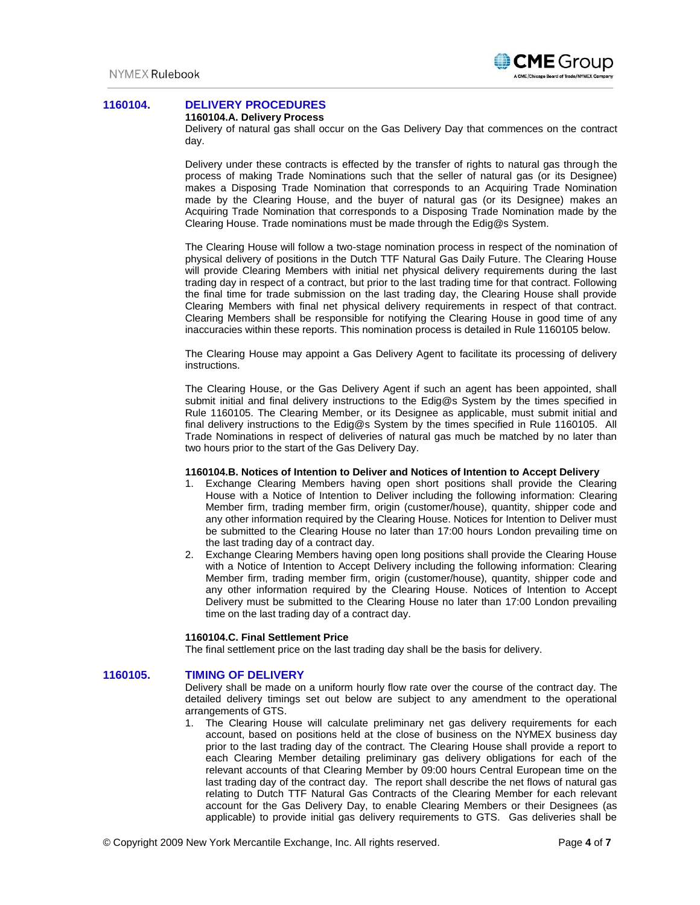## 1160104. DELIVERY PROCEDURES

### 1160104.A. Delivery Process

Delivery of natural gas shall occur on the Gas Delivery Day that commences on the contract day.

Delivery under these contracts is effected by the transfer of rights to natural gas through the process of making Trade Nominations such that the seller of natural gas (or its Designee) makes a Disposing Trade Nomination that corresponds to an Acquiring Trade Nomination made by the Clearing House, and the buyer of natural gas (or its Designee) makes an Acquiring Trade Nomination that corresponds to a Disposing Trade Nomination made by the Clearing House. Trade nominations must be made through the Edig@s System.

The Clearing House will follow a two-stage nomination process in respect of the nomination of physical delivery of positions in the Dutch TTF Natural Gas Daily Future. The Clearing House will provide Clearing Members with initial net physical delivery requirements during the last trading day in respect of a contract, but prior to the last trading time for that contract. Following the final time for trade submission on the last trading day, the Clearing House shall provide Clearing Members with final net physical delivery requirements in respect of that contract. Clearing Members shall be responsible for notifying the Clearing House in good time of any inaccuracies within these reports. This nomination process is detailed in Rule 1160105 below.

The Clearing House may appoint a Gas Delivery Agent to facilitate its processing of delivery instructions.

The Clearing House, or the Gas Delivery Agent if such an agent has been appointed, shall submit initial and final delivery instructions to the Edig@s System by the times specified in Rule 1160105. The Clearing Member, or its Designee as applicable, must submit initial and final delivery instructions to the Edig@s System by the times specified in Rule 1160105. All Trade Nominations in respect of deliveries of natural gas much be matched by no later than two hours prior to the start of the Gas Delivery Day.

### 1160104.B. Notices of Intention to Deliver and Notices of Intention to Accept Delivery

1. Exchange Clearing Members having open short positions shall provide the Clearing House with a Notice of Intention to Deliver including the following information: Clearing Member firm, trading member firm, origin (customer/house), quantity, shipper code and any other information required by the Clearing House. Notices for Intention to Deliver must be submitted to the Clearing House no later than 17:00 hours London prevailing time on the last trading day of a contract day.
2. Exchange Clearing Members having open long positions shall provide the Clearing House with a Notice of Intention to Accept Delivery including the following information: Clearing Member firm, trading member firm, origin (customer/house), quantity, shipper code and any other information required by the Clearing House. Notices of Intention to Accept Delivery must be submitted to the Clearing House no later than 17:00 London prevailing time on the last trading day of a contract day.

### 1160104.C. Final Settlement Price

The final settlement price on the last trading day shall be the basis for delivery.

## 1160105. TIMING OF DELIVERY

Delivery shall be made on a uniform hourly flow rate over the course of the contract day. The detailed delivery timings set out below are subject to any amendment to the operational arrangements of GTS.

1. The Clearing House will calculate preliminary net gas delivery requirements for each account, based on positions held at the close of business on the NYMEX business day prior to the last trading day of the contract. The Clearing House shall provide a report to each Clearing Member detailing preliminary gas delivery obligations for each of the relevant accounts of that Clearing Member by 09:00 hours Central European time on the last trading day of the contract day. The report shall describe the net flows of natural gas relating to Dutch TTF Natural Gas Contracts of the Clearing Member for each relevant account for the Gas Delivery Day, to enable Clearing Members or their Designees (as applicable) to provide initial gas delivery requirements to GTS. Gas deliveries shall be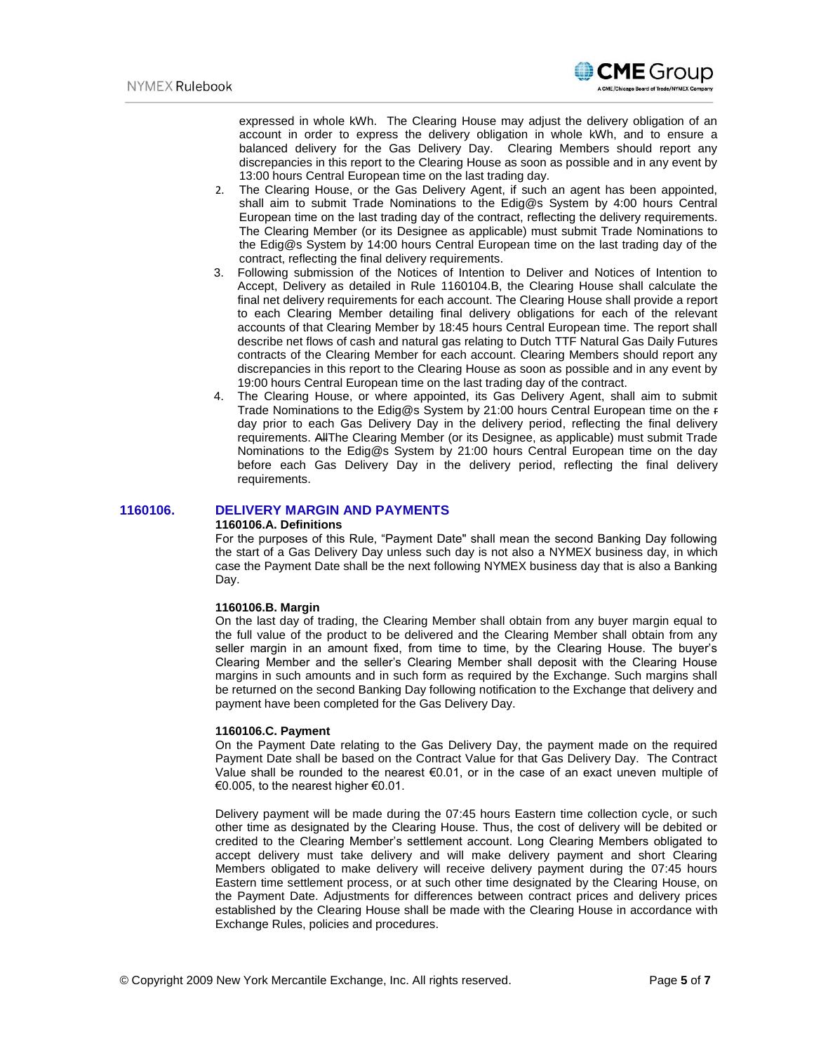expressed in whole kWh. The Clearing House may adjust the delivery obligation of an account in order to express the delivery obligation in whole kWh, and to ensure a balanced delivery for the Gas Delivery Day. Clearing Members should report any discrepancies in this report to the Clearing House as soon as possible and in any event by 13:00 hours Central European time on the last trading day.

2. The Clearing House, or the Gas Delivery Agent, if such an agent has been appointed, shall aim to submit Trade Nominations to the Edig@s System by 4:00 hours Central European time on the last trading day of the contract, reflecting the delivery requirements. The Clearing Member (or its Designee as applicable) must submit Trade Nominations to the Edig@s System by 14:00 hours Central European time on the last trading day of the contract, reflecting the final delivery requirements.
3. Following submission of the Notices of Intention to Deliver and Notices of Intention to Accept, Delivery as detailed in Rule 1160104.B, the Clearing House shall calculate the final net delivery requirements for each account. The Clearing House shall provide a report to each Clearing Member detailing final delivery obligations for each of the relevant accounts of that Clearing Member by 18:45 hours Central European time. The report shall describe net flows of cash and natural gas relating to Dutch TTF Natural Gas Daily Futures contracts of the Clearing Member for each account. Clearing Members should report any discrepancies in this report to the Clearing House as soon as possible and in any event by 19:00 hours Central European time on the last trading day of the contract.
4. The Clearing House, or where appointed, its Gas Delivery Agent, shall aim to submit Trade Nominations to the Edig@s System by 21:00 hours Central European time on the ~~r~~ day prior to each Gas Delivery Day in the delivery period, reflecting the final delivery requirements. ~~All~~The Clearing Member (or its Designee, as applicable) must submit Trade Nominations to the Edig@s System by 21:00 hours Central European time on the day before each Gas Delivery Day in the delivery period, reflecting the final delivery requirements.

## 1160106. DELIVERY MARGIN AND PAYMENTS

**1160106.A. Definitions**

For the purposes of this Rule, "Payment Date" shall mean the second Banking Day following the start of a Gas Delivery Day unless such day is not also a NYMEX business day, in which case the Payment Date shall be the next following NYMEX business day that is also a Banking Day.

**1160106.B. Margin**

On the last day of trading, the Clearing Member shall obtain from any buyer margin equal to the full value of the product to be delivered and the Clearing Member shall obtain from any seller margin in an amount fixed, from time to time, by the Clearing House. The buyer's Clearing Member and the seller's Clearing Member shall deposit with the Clearing House margins in such amounts and in such form as required by the Exchange. Such margins shall be returned on the second Banking Day following notification to the Exchange that delivery and payment have been completed for the Gas Delivery Day.

**1160106.C. Payment**

On the Payment Date relating to the Gas Delivery Day, the payment made on the required Payment Date shall be based on the Contract Value for that Gas Delivery Day. The Contract Value shall be rounded to the nearest €0.01, or in the case of an exact uneven multiple of €0.005, to the nearest higher €0.01.

Delivery payment will be made during the 07:45 hours Eastern time collection cycle, or such other time as designated by the Clearing House. Thus, the cost of delivery will be debited or credited to the Clearing Member's settlement account. Long Clearing Members obligated to accept delivery must take delivery and will make delivery payment and short Clearing Members obligated to make delivery will receive delivery payment during the 07:45 hours Eastern time settlement process, or at such other time designated by the Clearing House, on the Payment Date. Adjustments for differences between contract prices and delivery prices established by the Clearing House shall be made with the Clearing House in accordance with Exchange Rules, policies and procedures.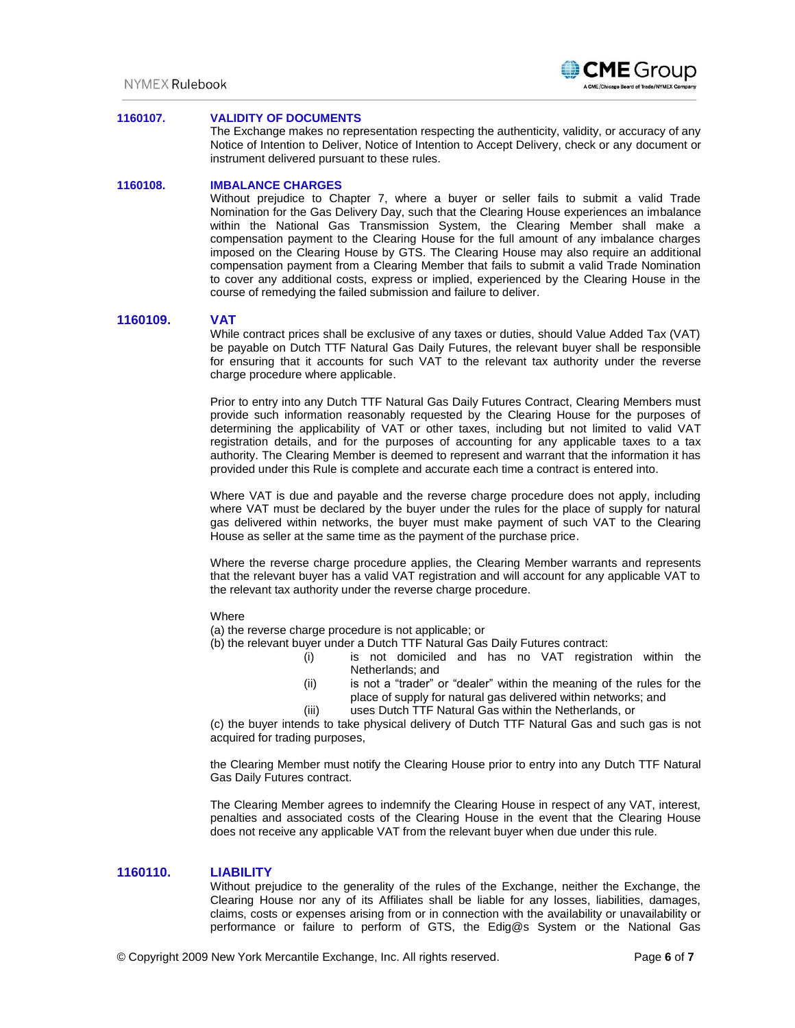### 1160107. VALIDITY OF DOCUMENTS

The Exchange makes no representation respecting the authenticity, validity, or accuracy of any Notice of Intention to Deliver, Notice of Intention to Accept Delivery, check or any document or instrument delivered pursuant to these rules.

### 1160108. IMBALANCE CHARGES

Without prejudice to Chapter 7, where a buyer or seller fails to submit a valid Trade Nomination for the Gas Delivery Day, such that the Clearing House experiences an imbalance within the National Gas Transmission System, the Clearing Member shall make a compensation payment to the Clearing House for the full amount of any imbalance charges imposed on the Clearing House by GTS. The Clearing House may also require an additional compensation payment from a Clearing Member that fails to submit a valid Trade Nomination to cover any additional costs, express or implied, experienced by the Clearing House in the course of remedying the failed submission and failure to deliver.

### 1160109. VAT

While contract prices shall be exclusive of any taxes or duties, should Value Added Tax (VAT) be payable on Dutch TTF Natural Gas Daily Futures, the relevant buyer shall be responsible for ensuring that it accounts for such VAT to the relevant tax authority under the reverse charge procedure where applicable.

Prior to entry into any Dutch TTF Natural Gas Daily Futures Contract, Clearing Members must provide such information reasonably requested by the Clearing House for the purposes of determining the applicability of VAT or other taxes, including but not limited to valid VAT registration details, and for the purposes of accounting for any applicable taxes to a tax authority. The Clearing Member is deemed to represent and warrant that the information it has provided under this Rule is complete and accurate each time a contract is entered into.

Where VAT is due and payable and the reverse charge procedure does not apply, including where VAT must be declared by the buyer under the rules for the place of supply for natural gas delivered within networks, the buyer must make payment of such VAT to the Clearing House as seller at the same time as the payment of the purchase price.

Where the reverse charge procedure applies, the Clearing Member warrants and represents that the relevant buyer has a valid VAT registration and will account for any applicable VAT to the relevant tax authority under the reverse charge procedure.

Where

(a) the reverse charge procedure is not applicable; or

(b) the relevant buyer under a Dutch TTF Natural Gas Daily Futures contract:

- (i) is not domiciled and has no VAT registration within the Netherlands; and
- (ii) is not a "trader" or "dealer" within the meaning of the rules for the place of supply for natural gas delivered within networks; and
- (iii) uses Dutch TTF Natural Gas within the Netherlands, or

(c) the buyer intends to take physical delivery of Dutch TTF Natural Gas and such gas is not acquired for trading purposes,

the Clearing Member must notify the Clearing House prior to entry into any Dutch TTF Natural Gas Daily Futures contract.

The Clearing Member agrees to indemnify the Clearing House in respect of any VAT, interest, penalties and associated costs of the Clearing House in the event that the Clearing House does not receive any applicable VAT from the relevant buyer when due under this rule.

### 1160110. LIABILITY

Without prejudice to the generality of the rules of the Exchange, neither the Exchange, the Clearing House nor any of its Affiliates shall be liable for any losses, liabilities, damages, claims, costs or expenses arising from or in connection with the availability or unavailability or performance or failure to perform of GTS, the Edig@s System or the National Gas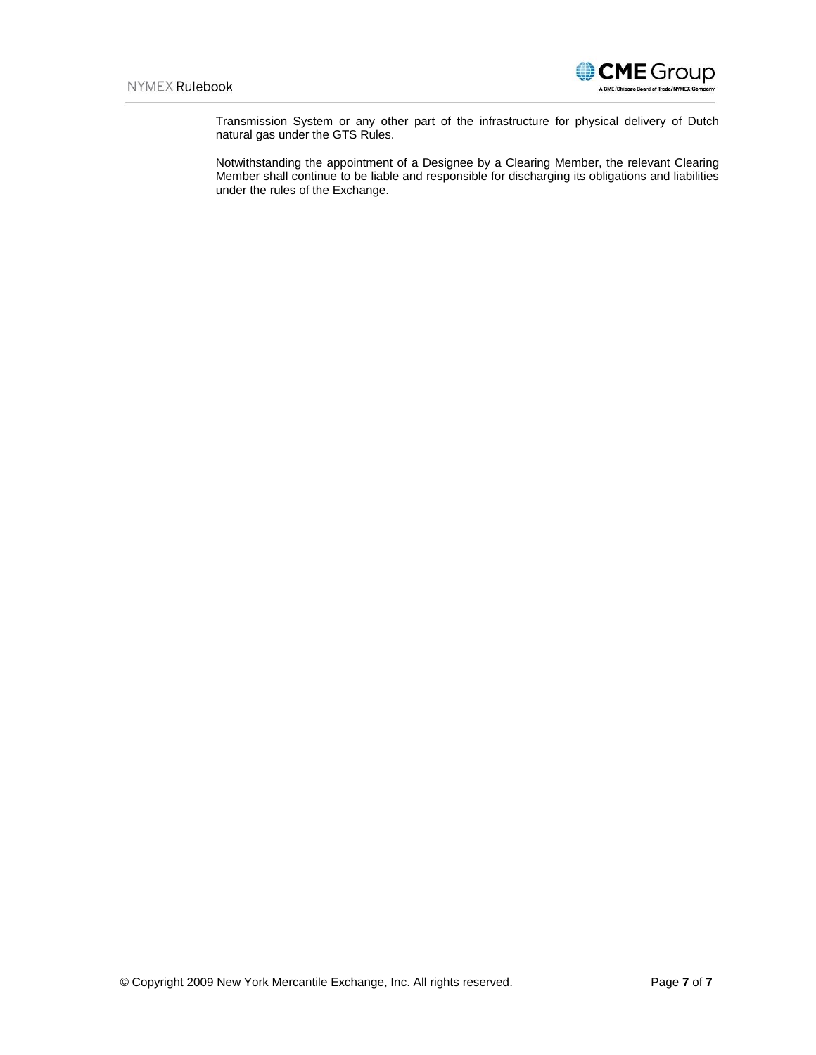Transmission System or any other part of the infrastructure for physical delivery of Dutch natural gas under the GTS Rules.

Notwithstanding the appointment of a Designee by a Clearing Member, the relevant Clearing Member shall continue to be liable and responsible for discharging its obligations and liabilities under the rules of the Exchange.